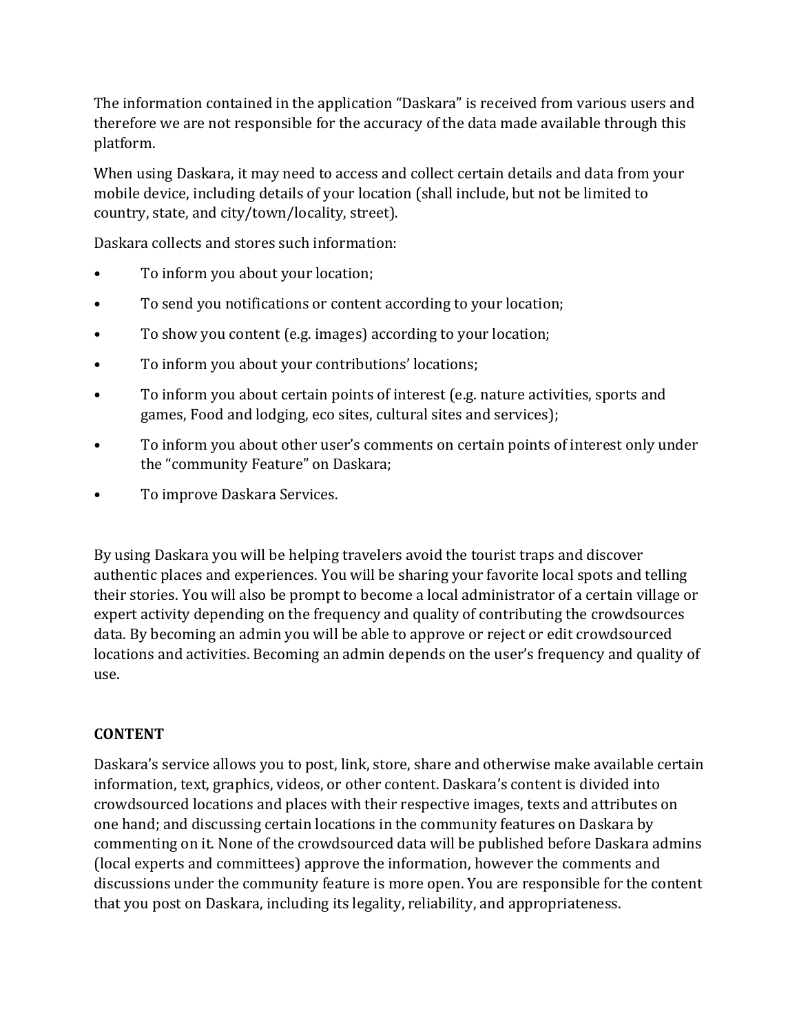The information contained in the application "Daskara" is received from various users and therefore we are not responsible for the accuracy of the data made available through this platform.

When using Daskara, it may need to access and collect certain details and data from your mobile device, including details of your location (shall include, but not be limited to country, state, and city/town/locality, street).

Daskara collects and stores such information:

- To inform you about your location;
- To send you notifications or content according to your location;
- To show you content (e.g. images) according to your location;
- To inform you about your contributions' locations;
- To inform you about certain points of interest (e.g. nature activities, sports and games, Food and lodging, eco sites, cultural sites and services);
- To inform you about other user's comments on certain points of interest only under the "community Feature" on Daskara;
- To improve Daskara Services.

By using Daskara you will be helping travelers avoid the tourist traps and discover authentic places and experiences. You will be sharing your favorite local spots and telling their stories. You will also be prompt to become a local administrator of a certain village or expert activity depending on the frequency and quality of contributing the crowdsources data. By becoming an admin you will be able to approve or reject or edit crowdsourced locations and activities. Becoming an admin depends on the user's frequency and quality of use.

**CONTENT**

Daskara's service allows you to post, link, store, share and otherwise make available certain information, text, graphics, videos, or other content. Daskara's content is divided into crowdsourced locations and places with their respective images, texts and attributes on one hand; and discussing certain locations in the community features on Daskara by commenting on it. None of the crowdsourced data will be published before Daskara admins (local experts and committees) approve the information, however the comments and discussions under the community feature is more open. You are responsible for the content that you post on Daskara, including its legality, reliability, and appropriateness.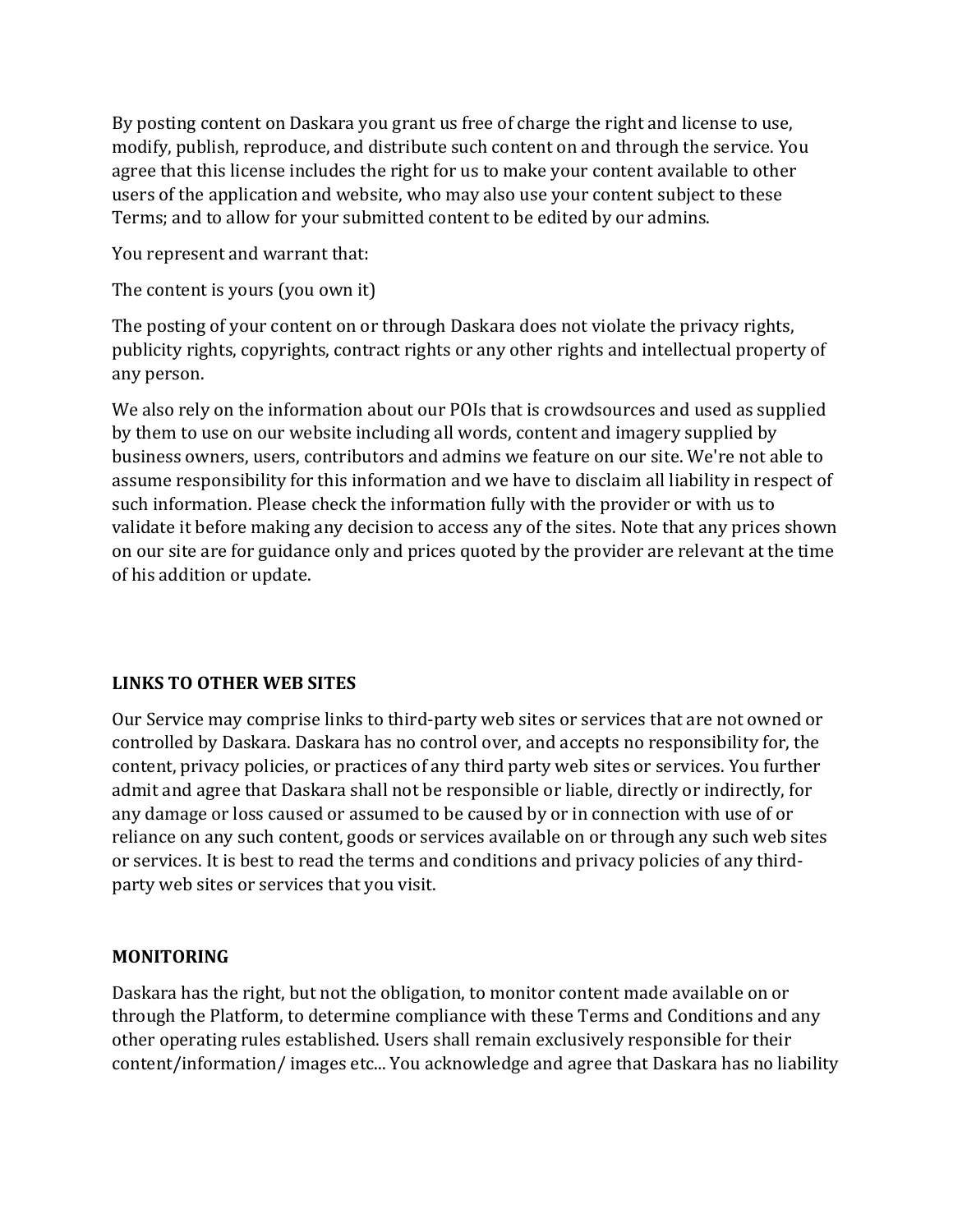By posting content on Daskara you grant us free of charge the right and license to use, modify, publish, reproduce, and distribute such content on and through the service. You agree that this license includes the right for us to make your content available to other users of the application and website, who may also use your content subject to these Terms; and to allow for your submitted content to be edited by our admins.

You represent and warrant that:

The content is yours (you own it)

The posting of your content on or through Daskara does not violate the privacy rights, publicity rights, copyrights, contract rights or any other rights and intellectual property of any person.

We also rely on the information about our POIs that is crowdsources and used as supplied by them to use on our website including all words, content and imagery supplied by business owners, users, contributors and admins we feature on our site. We're not able to assume responsibility for this information and we have to disclaim all liability in respect of such information. Please check the information fully with the provider or with us to validate it before making any decision to access any of the sites. Note that any prices shown on our site are for guidance only and prices quoted by the provider are relevant at the time of his addition or update.

**LINKS TO OTHER WEB SITES**

Our Service may comprise links to third-party web sites or services that are not owned or controlled by Daskara. Daskara has no control over, and accepts no responsibility for, the content, privacy policies, or practices of any third party web sites or services. You further admit and agree that Daskara shall not be responsible or liable, directly or indirectly, for any damage or loss caused or assumed to be caused by or in connection with use of or reliance on any such content, goods or services available on or through any such web sites or services. It is best to read the terms and conditions and privacy policies of any third-party web sites or services that you visit.

**MONITORING**

Daskara has the right, but not the obligation, to monitor content made available on or through the Platform, to determine compliance with these Terms and Conditions and any other operating rules established. Users shall remain exclusively responsible for their content/information/ images etc... You acknowledge and agree that Daskara has no liability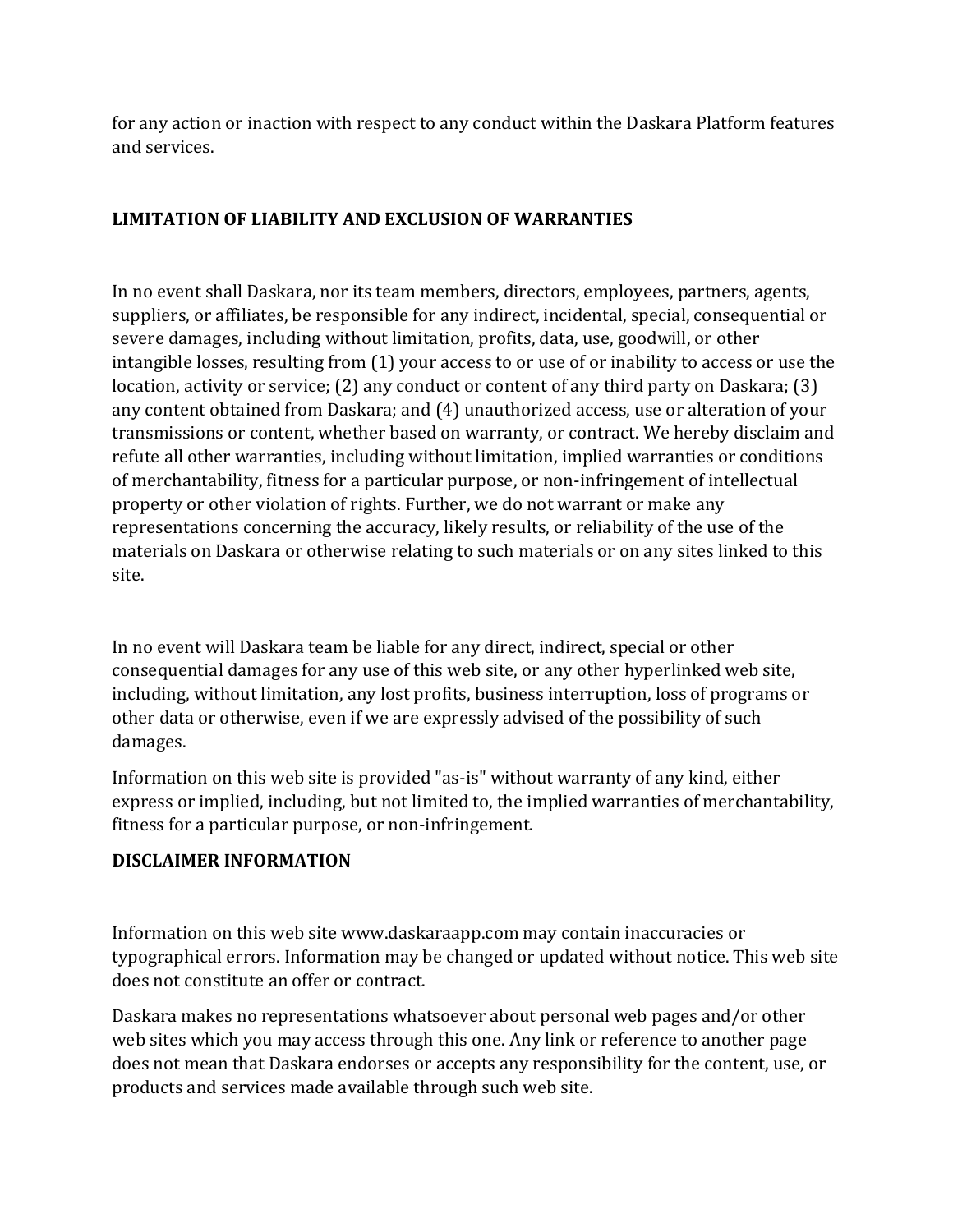for any action or inaction with respect to any conduct within the Daskara Platform features and services.

## LIMITATION OF LIABILITY AND EXCLUSION OF WARRANTIES

In no event shall Daskara, nor its team members, directors, employees, partners, agents, suppliers, or affiliates, be responsible for any indirect, incidental, special, consequential or severe damages, including without limitation, profits, data, use, goodwill, or other intangible losses, resulting from (1) your access to or use of or inability to access or use the location, activity or service; (2) any conduct or content of any third party on Daskara; (3) any content obtained from Daskara; and (4) unauthorized access, use or alteration of your transmissions or content, whether based on warranty, or contract. We hereby disclaim and refute all other warranties, including without limitation, implied warranties or conditions of merchantability, fitness for a particular purpose, or non-infringement of intellectual property or other violation of rights. Further, we do not warrant or make any representations concerning the accuracy, likely results, or reliability of the use of the materials on Daskara or otherwise relating to such materials or on any sites linked to this site.

In no event will Daskara team be liable for any direct, indirect, special or other consequential damages for any use of this web site, or any other hyperlinked web site, including, without limitation, any lost profits, business interruption, loss of programs or other data or otherwise, even if we are expressly advised of the possibility of such damages.

Information on this web site is provided "as-is" without warranty of any kind, either express or implied, including, but not limited to, the implied warranties of merchantability, fitness for a particular purpose, or non-infringement.

## DISCLAIMER INFORMATION

Information on this web site www.daskaraapp.com may contain inaccuracies or typographical errors. Information may be changed or updated without notice. This web site does not constitute an offer or contract.

Daskara makes no representations whatsoever about personal web pages and/or other web sites which you may access through this one. Any link or reference to another page does not mean that Daskara endorses or accepts any responsibility for the content, use, or products and services made available through such web site.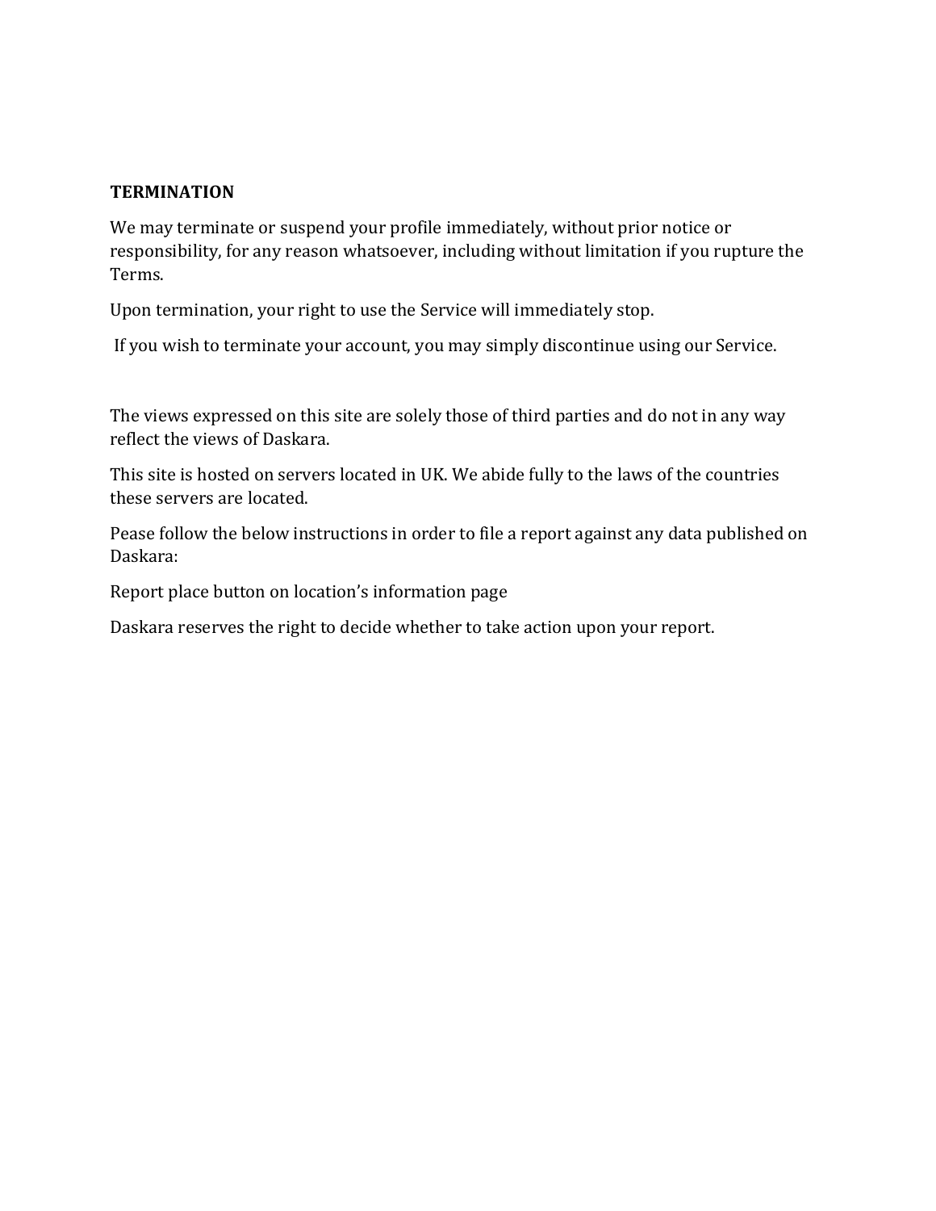**TERMINATION**

We may terminate or suspend your profile immediately, without prior notice or responsibility, for any reason whatsoever, including without limitation if you rupture the Terms.

Upon termination, your right to use the Service will immediately stop.

If you wish to terminate your account, you may simply discontinue using our Service.

The views expressed on this site are solely those of third parties and do not in any way reflect the views of Daskara.

This site is hosted on servers located in UK. We abide fully to the laws of the countries these servers are located.

Pease follow the below instructions in order to file a report against any data published on Daskara:

Report place button on location's information page

Daskara reserves the right to decide whether to take action upon your report.